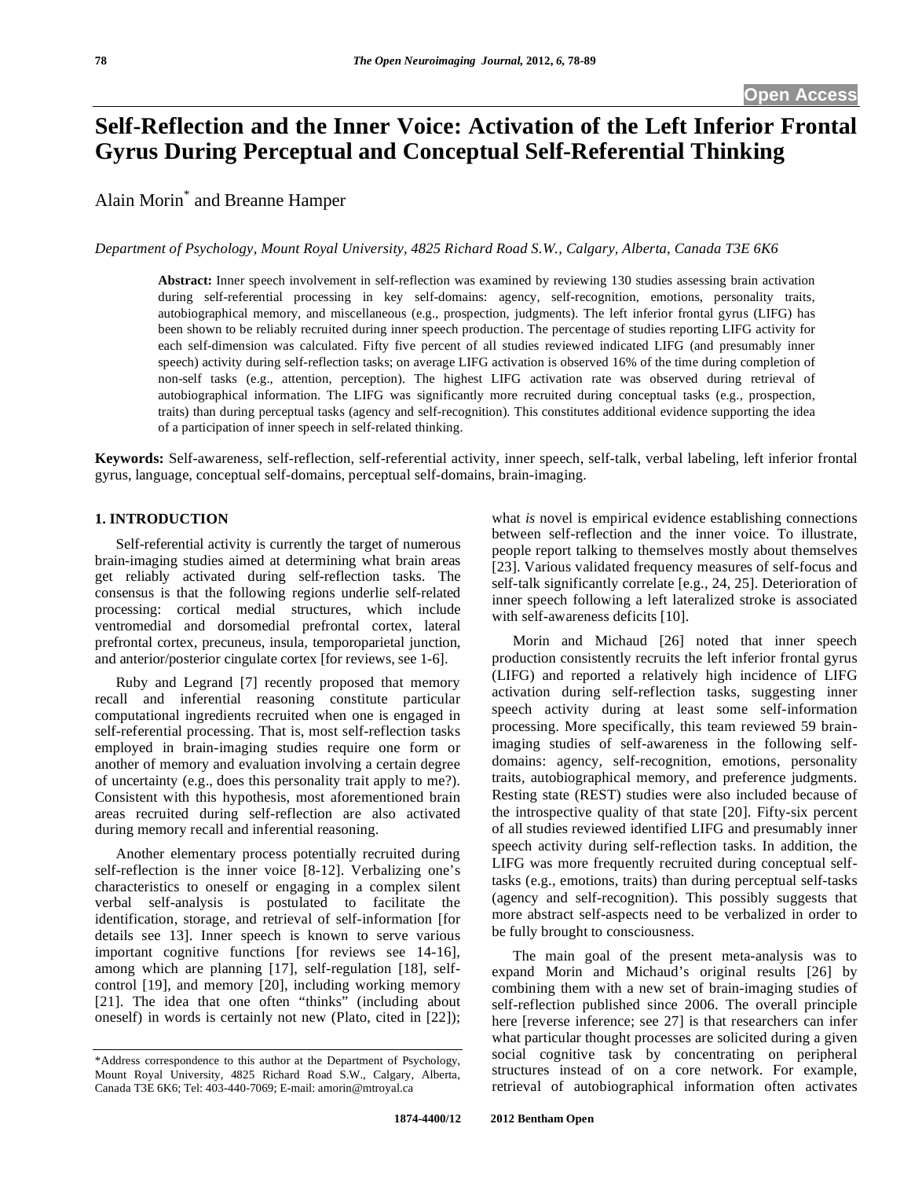# Self-Reflection and the Inner Voice: Activation of the Left Inferior Frontal Gyrus During Perceptual and Conceptual Self-Referential Thinking

Alain Morin* and Breanne Hamper

*Department of Psychology, Mount Royal University, 4825 Richard Road S.W., Calgary, Alberta, Canada T3E 6K6*

**Abstract:** Inner speech involvement in self-reflection was examined by reviewing 130 studies assessing brain activation during self-referential processing in key self-domains: agency, self-recognition, emotions, personality traits, autobiographical memory, and miscellaneous (e.g., prospection, judgments). The left inferior frontal gyrus (LIFG) has been shown to be reliably recruited during inner speech production. The percentage of studies reporting LIFG activity for each self-dimension was calculated. Fifty five percent of all studies reviewed indicated LIFG (and presumably inner speech) activity during self-reflection tasks; on average LIFG activation is observed 16% of the time during completion of non-self tasks (e.g., attention, perception). The highest LIFG activation rate was observed during retrieval of autobiographical information. The LIFG was significantly more recruited during conceptual tasks (e.g., prospection, traits) than during perceptual tasks (agency and self-recognition). This constitutes additional evidence supporting the idea of a participation of inner speech in self-related thinking.

**Keywords:** Self-awareness, self-reflection, self-referential activity, inner speech, self-talk, verbal labeling, left inferior frontal gyrus, language, conceptual self-domains, perceptual self-domains, brain-imaging.

## 1. INTRODUCTION

Self-referential activity is currently the target of numerous brain-imaging studies aimed at determining what brain areas get reliably activated during self-reflection tasks. The consensus is that the following regions underlie self-related processing: cortical medial structures, which include ventromedial and dorsomedial prefrontal cortex, lateral prefrontal cortex, precuneus, insula, temporoparietal junction, and anterior/posterior cingulate cortex [for reviews, see 1-6].

Ruby and Legrand [7] recently proposed that memory recall and inferential reasoning constitute particular computational ingredients recruited when one is engaged in self-referential processing. That is, most self-reflection tasks employed in brain-imaging studies require one form or another of memory and evaluation involving a certain degree of uncertainty (e.g., does this personality trait apply to me?). Consistent with this hypothesis, most aforementioned brain areas recruited during self-reflection are also activated during memory recall and inferential reasoning.

Another elementary process potentially recruited during self-reflection is the inner voice [8-12]. Verbalizing one's characteristics to oneself or engaging in a complex silent verbal self-analysis is postulated to facilitate the identification, storage, and retrieval of self-information [for details see 13]. Inner speech is known to serve various important cognitive functions [for reviews see 14-16], among which are planning [17], self-regulation [18], self-control [19], and memory [20], including working memory [21]. The idea that one often "thinks" (including about oneself) in words is certainly not new (Plato, cited in [22]); what *is* novel is empirical evidence establishing connections between self-reflection and the inner voice. To illustrate, people report talking to themselves mostly about themselves [23]. Various validated frequency measures of self-focus and self-talk significantly correlate [e.g., 24, 25]. Deterioration of inner speech following a left lateralized stroke is associated with self-awareness deficits [10].

Morin and Michaud [26] noted that inner speech production consistently recruits the left inferior frontal gyrus (LIFG) and reported a relatively high incidence of LIFG activation during self-reflection tasks, suggesting inner speech activity during at least some self-information processing. More specifically, this team reviewed 59 brain-imaging studies of self-awareness in the following self-domains: agency, self-recognition, emotions, personality traits, autobiographical memory, and preference judgments. Resting state (REST) studies were also included because of the introspective quality of that state [20]. Fifty-six percent of all studies reviewed identified LIFG and presumably inner speech activity during self-reflection tasks. In addition, the LIFG was more frequently recruited during conceptual self-tasks (e.g., emotions, traits) than during perceptual self-tasks (agency and self-recognition). This possibly suggests that more abstract self-aspects need to be verbalized in order to be fully brought to consciousness.

The main goal of the present meta-analysis was to expand Morin and Michaud's original results [26] by combining them with a new set of brain-imaging studies of self-reflection published since 2006. The overall principle here [reverse inference; see 27] is that researchers can infer what particular thought processes are solicited during a given social cognitive task by concentrating on peripheral structures instead of on a core network. For example, retrieval of autobiographical information often activates

*Address correspondence to this author at the Department of Psychology, Mount Royal University, 4825 Richard Road S.W., Calgary, Alberta, Canada T3E 6K6; Tel: 403-440-7069; E-mail: amorin@mtroyal.ca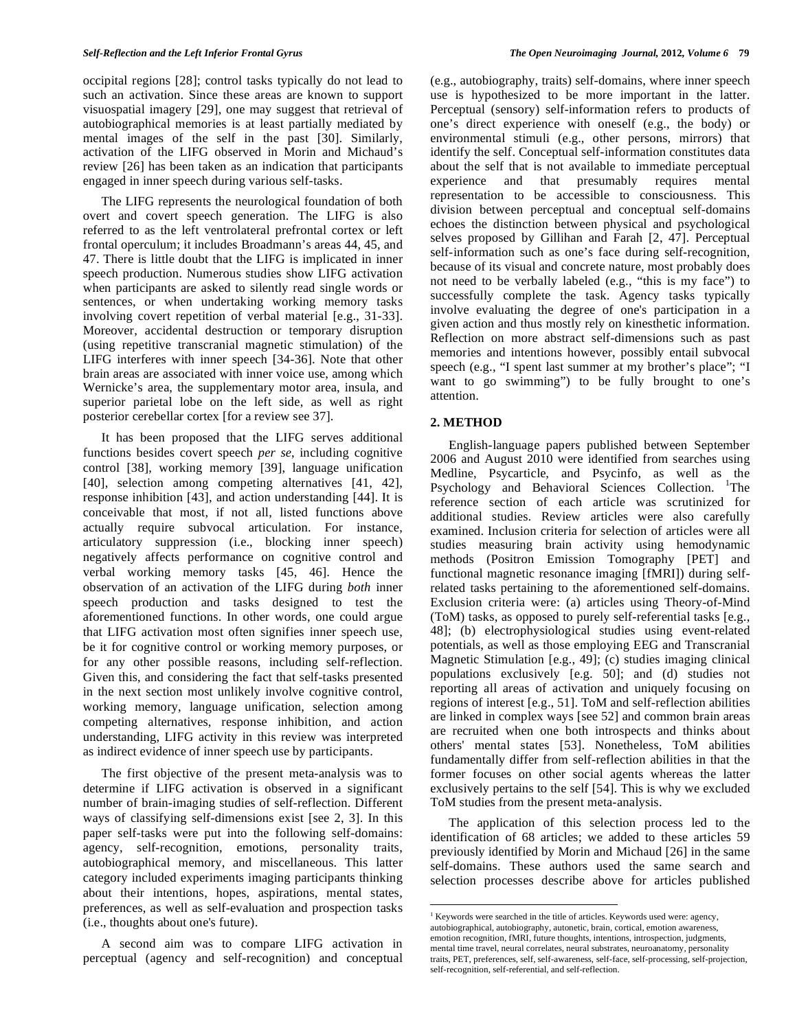occipital regions [28]; control tasks typically do not lead to such an activation. Since these areas are known to support visuospatial imagery [29], one may suggest that retrieval of autobiographical memories is at least partially mediated by mental images of the self in the past [30]. Similarly, activation of the LIFG observed in Morin and Michaud's review [26] has been taken as an indication that participants engaged in inner speech during various self-tasks.

The LIFG represents the neurological foundation of both overt and covert speech generation. The LIFG is also referred to as the left ventrolateral prefrontal cortex or left frontal operculum; it includes Broadmann's areas 44, 45, and 47. There is little doubt that the LIFG is implicated in inner speech production. Numerous studies show LIFG activation when participants are asked to silently read single words or sentences, or when undertaking working memory tasks involving covert repetition of verbal material [e.g., 31-33]. Moreover, accidental destruction or temporary disruption (using repetitive transcranial magnetic stimulation) of the LIFG interferes with inner speech [34-36]. Note that other brain areas are associated with inner voice use, among which Wernicke's area, the supplementary motor area, insula, and superior parietal lobe on the left side, as well as right posterior cerebellar cortex [for a review see 37].

It has been proposed that the LIFG serves additional functions besides covert speech *per se*, including cognitive control [38], working memory [39], language unification [40], selection among competing alternatives [41, 42], response inhibition [43], and action understanding [44]. It is conceivable that most, if not all, listed functions above actually require subvocal articulation. For instance, articulatory suppression (i.e., blocking inner speech) negatively affects performance on cognitive control and verbal working memory tasks [45, 46]. Hence the observation of an activation of the LIFG during *both* inner speech production and tasks designed to test the aforementioned functions. In other words, one could argue that LIFG activation most often signifies inner speech use, be it for cognitive control or working memory purposes, or for any other possible reasons, including self-reflection. Given this, and considering the fact that self-tasks presented in the next section most unlikely involve cognitive control, working memory, language unification, selection among competing alternatives, response inhibition, and action understanding, LIFG activity in this review was interpreted as indirect evidence of inner speech use by participants.

The first objective of the present meta-analysis was to determine if LIFG activation is observed in a significant number of brain-imaging studies of self-reflection. Different ways of classifying self-dimensions exist [see 2, 3]. In this paper self-tasks were put into the following self-domains: agency, self-recognition, emotions, personality traits, autobiographical memory, and miscellaneous. This latter category included experiments imaging participants thinking about their intentions, hopes, aspirations, mental states, preferences, as well as self-evaluation and prospection tasks (i.e., thoughts about one's future).

A second aim was to compare LIFG activation in perceptual (agency and self-recognition) and conceptual (e.g., autobiography, traits) self-domains, where inner speech use is hypothesized to be more important in the latter. Perceptual (sensory) self-information refers to products of one's direct experience with oneself (e.g., the body) or environmental stimuli (e.g., other persons, mirrors) that identify the self. Conceptual self-information constitutes data about the self that is not available to immediate perceptual experience and that presumably requires mental representation to be accessible to consciousness. This division between perceptual and conceptual self-domains echoes the distinction between physical and psychological selves proposed by Gillihan and Farah [2, 47]. Perceptual self-information such as one's face during self-recognition, because of its visual and concrete nature, most probably does not need to be verbally labeled (e.g., "this is my face") to successfully complete the task. Agency tasks typically involve evaluating the degree of one's participation in a given action and thus mostly rely on kinesthetic information. Reflection on more abstract self-dimensions such as past memories and intentions however, possibly entail subvocal speech (e.g., "I spent last summer at my brother's place"; "I want to go swimming") to be fully brought to one's attention.

## 2. METHOD

English-language papers published between September 2006 and August 2010 were identified from searches using Medline, Psycarticle, and Psycinfo, as well as the Psychology and Behavioral Sciences Collection. [1]The reference section of each article was scrutinized for additional studies. Review articles were also carefully examined. Inclusion criteria for selection of articles were all studies measuring brain activity using hemodynamic methods (Positron Emission Tomography [PET] and functional magnetic resonance imaging [fMRI]) during self-related tasks pertaining to the aforementioned self-domains. Exclusion criteria were: (a) articles using Theory-of-Mind (ToM) tasks, as opposed to purely self-referential tasks [e.g., 48]; (b) electrophysiological studies using event-related potentials, as well as those employing EEG and Transcranial Magnetic Stimulation [e.g., 49]; (c) studies imaging clinical populations exclusively [e.g. 50]; and (d) studies not reporting all areas of activation and uniquely focusing on regions of interest [e.g., 51]. ToM and self-reflection abilities are linked in complex ways [see 52] and common brain areas are recruited when one both introspects and thinks about others' mental states [53]. Nonetheless, ToM abilities fundamentally differ from self-reflection abilities in that the former focuses on other social agents whereas the latter exclusively pertains to the self [54]. This is why we excluded ToM studies from the present meta-analysis.

The application of this selection process led to the identification of 68 articles; we added to these articles 59 previously identified by Morin and Michaud [26] in the same self-domains. These authors used the same search and selection processes describe above for articles published

[1] Keywords were searched in the title of articles. Keywords used were: agency, autobiographical, autobiography, autonetic, brain, cortical, emotion awareness, emotion recognition, fMRI, future thoughts, intentions, introspection, judgments, mental time travel, neural correlates, neural substrates, neuroanatomy, personality traits, PET, preferences, self, self-awareness, self-face, self-processing, self-projection, self-recognition, self-referential, and self-reflection.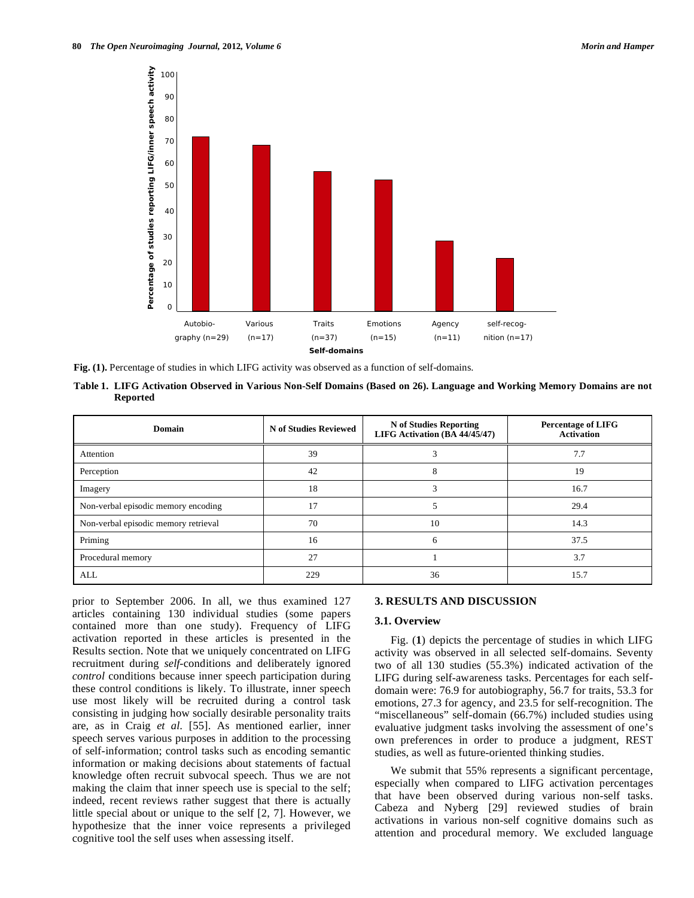**Fig. (1).** Percentage of studies in which LIFG activity was observed as a function of self-domains.

**Table 1. LIFG Activation Observed in Various Non-Self Domains (Based on 26). Language and Working Memory Domains are not Reported**

| Domain | N of Studies Reviewed | N of Studies Reporting LIFG Activation (BA 44/45/47) | Percentage of LIFG Activation |
|---|---|---|---|
| Attention | 39 | 3 | 7.7 |
| Perception | 42 | 8 | 19 |
| Imagery | 18 | 3 | 16.7 |
| Non-verbal episodic memory encoding | 17 | 5 | 29.4 |
| Non-verbal episodic memory retrieval | 70 | 10 | 14.3 |
| Priming | 16 | 6 | 37.5 |
| Procedural memory | 27 | 1 | 3.7 |
| ALL | 229 | 36 | 15.7 |

prior to September 2006. In all, we thus examined 127 articles containing 130 individual studies (some papers contained more than one study). Frequency of LIFG activation reported in these articles is presented in the Results section. Note that we uniquely concentrated on LIFG recruitment during *self*-conditions and deliberately ignored *control* conditions because inner speech participation during these control conditions is likely. To illustrate, inner speech use most likely will be recruited during a control task consisting in judging how socially desirable personality traits are, as in Craig *et al*. [55]. As mentioned earlier, inner speech serves various purposes in addition to the processing of self-information; control tasks such as encoding semantic information or making decisions about statements of factual knowledge often recruit subvocal speech. Thus we are not making the claim that inner speech use is special to the self; indeed, recent reviews rather suggest that there is actually little special about or unique to the self [2, 7]. However, we hypothesize that the inner voice represents a privileged cognitive tool the self uses when assessing itself.

## 3. RESULTS AND DISCUSSION

### 3.1. Overview

Fig. (**1**) depicts the percentage of studies in which LIFG activity was observed in all selected self-domains. Seventy two of all 130 studies (55.3%) indicated activation of the LIFG during self-awareness tasks. Percentages for each self-domain were: 76.9 for autobiography, 56.7 for traits, 53.3 for emotions, 27.3 for agency, and 23.5 for self-recognition. The "miscellaneous" self-domain (66.7%) included studies using evaluative judgment tasks involving the assessment of one's own preferences in order to produce a judgment, REST studies, as well as future-oriented thinking studies.

We submit that 55% represents a significant percentage, especially when compared to LIFG activation percentages that have been observed during various non-self tasks. Cabeza and Nyberg [29] reviewed studies of brain activations in various non-self cognitive domains such as attention and procedural memory. We excluded language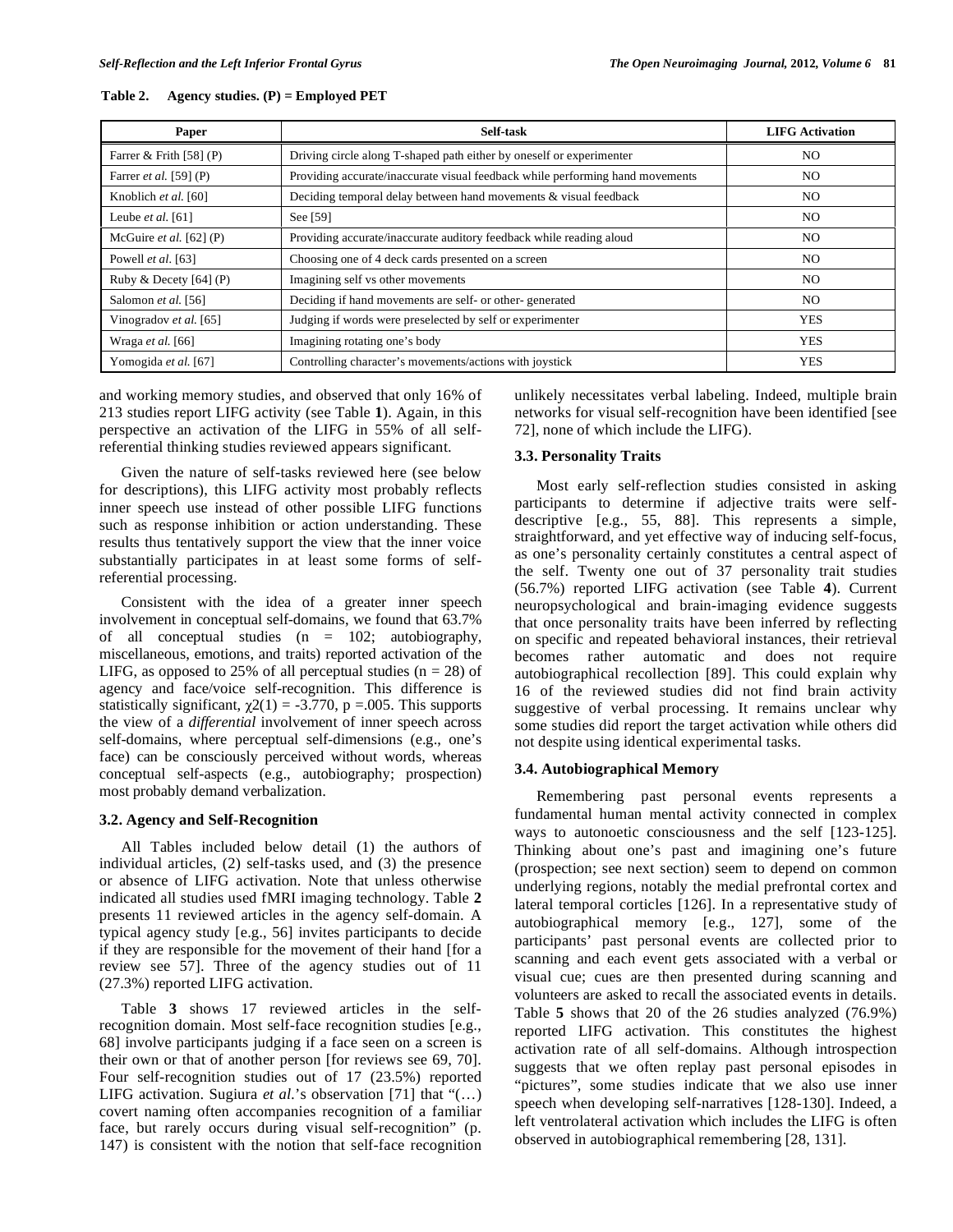**Table 2. Agency studies. (P) = Employed PET**

| Paper | Self-task | LIFG Activation |
|---|---|---|
| Farrer & Frith [58] (P) | Driving circle along T-shaped path either by oneself or experimenter | NO |
| Farrer *et al.* [59] (P) | Providing accurate/inaccurate visual feedback while performing hand movements | NO |
| Knoblich *et al.* [60] | Deciding temporal delay between hand movements & visual feedback | NO |
| Leube *et al.* [61] | See [59] | NO |
| McGuire *et al.* [62] (P) | Providing accurate/inaccurate auditory feedback while reading aloud | NO |
| Powell *et al.* [63] | Choosing one of 4 deck cards presented on a screen | NO |
| Ruby & Decety [64] (P) | Imagining self vs other movements | NO |
| Salomon *et al.* [56] | Deciding if hand movements are self- or other- generated | NO |
| Vinogradov *et al.* [65] | Judging if words were preselected by self or experimenter | YES |
| Wraga *et al.* [66] | Imagining rotating one's body | YES |
| Yomogida *et al.* [67] | Controlling character's movements/actions with joystick | YES |

and working memory studies, and observed that only 16% of 213 studies report LIFG activity (see Table **1**). Again, in this perspective an activation of the LIFG in 55% of all self-referential thinking studies reviewed appears significant.

Given the nature of self-tasks reviewed here (see below for descriptions), this LIFG activity most probably reflects inner speech use instead of other possible LIFG functions such as response inhibition or action understanding. These results thus tentatively support the view that the inner voice substantially participates in at least some forms of self-referential processing.

Consistent with the idea of a greater inner speech involvement in conceptual self-domains, we found that 63.7% of all conceptual studies (n = 102; autobiography, miscellaneous, emotions, and traits) reported activation of the LIFG, as opposed to 25% of all perceptual studies (n = 28) of agency and face/voice self-recognition. This difference is statistically significant, $\chi2(1) = -3.770$, $p = .005$. This supports the view of a *differential* involvement of inner speech across self-domains, where perceptual self-dimensions (e.g., one's face) can be consciously perceived without words, whereas conceptual self-aspects (e.g., autobiography; prospection) most probably demand verbalization.

### 3.2. Agency and Self-Recognition

All Tables included below detail (1) the authors of individual articles, (2) self-tasks used, and (3) the presence or absence of LIFG activation. Note that unless otherwise indicated all studies used fMRI imaging technology. Table **2** presents 11 reviewed articles in the agency self-domain. A typical agency study [e.g., 56] invites participants to decide if they are responsible for the movement of their hand [for a review see 57]. Three of the agency studies out of 11 (27.3%) reported LIFG activation.

Table **3** shows 17 reviewed articles in the self-recognition domain. Most self-face recognition studies [e.g., 68] involve participants judging if a face seen on a screen is their own or that of another person [for reviews see 69, 70]. Four self-recognition studies out of 17 (23.5%) reported LIFG activation. Sugiura *et al.*'s observation [71] that "(…) covert naming often accompanies recognition of a familiar face, but rarely occurs during visual self-recognition" (p. 147) is consistent with the notion that self-face recognition unlikely necessitates verbal labeling. Indeed, multiple brain networks for visual self-recognition have been identified [see 72], none of which include the LIFG).

### 3.3. Personality Traits

Most early self-reflection studies consisted in asking participants to determine if adjective traits were self-descriptive [e.g., 55, 88]. This represents a simple, straightforward, and yet effective way of inducing self-focus, as one's personality certainly constitutes a central aspect of the self. Twenty one out of 37 personality trait studies (56.7%) reported LIFG activation (see Table **4**). Current neuropsychological and brain-imaging evidence suggests that once personality traits have been inferred by reflecting on specific and repeated behavioral instances, their retrieval becomes rather automatic and does not require autobiographical recollection [89]. This could explain why 16 of the reviewed studies did not find brain activity suggestive of verbal processing. It remains unclear why some studies did report the target activation while others did not despite using identical experimental tasks.

### 3.4. Autobiographical Memory

Remembering past personal events represents a fundamental human mental activity connected in complex ways to autonoetic consciousness and the self [123-125]. Thinking about one's past and imagining one's future (prospection; see next section) seem to depend on common underlying regions, notably the medial prefrontal cortex and lateral temporal corticles [126]. In a representative study of autobiographical memory [e.g., 127], some of the participants' past personal events are collected prior to scanning and each event gets associated with a verbal or visual cue; cues are then presented during scanning and volunteers are asked to recall the associated events in details. Table **5** shows that 20 of the 26 studies analyzed (76.9%) reported LIFG activation. This constitutes the highest activation rate of all self-domains. Although introspection suggests that we often replay past personal episodes in "pictures", some studies indicate that we also use inner speech when developing self-narratives [128-130]. Indeed, a left ventrolateral activation which includes the LIFG is often observed in autobiographical remembering [28, 131].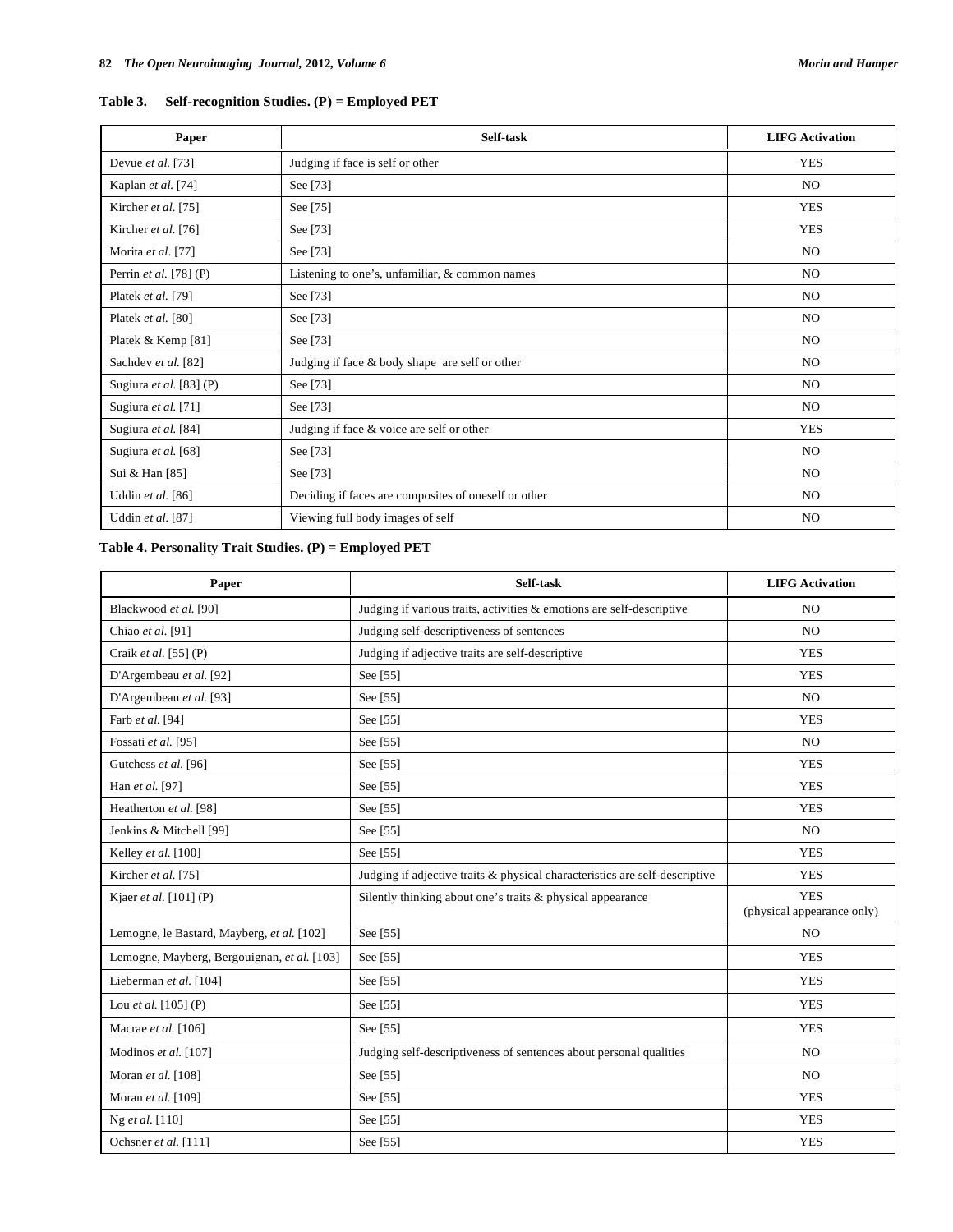**Table 3. Self-recognition Studies. (P) = Employed PET**

| Paper | Self-task | LIFG Activation |
|---|---|---|
| Devue *et al.* [73] | Judging if face is self or other | YES |
| Kaplan *et al.* [74] | See [73] | NO |
| Kircher *et al.* [75] | See [75] | YES |
| Kircher *et al.* [76] | See [73] | YES |
| Morita *et al*. [77] | See [73] | NO |
| Perrin *et al.* [78] (P) | Listening to one's, unfamiliar, & common names | NO |
| Platek *et al.* [79] | See [73] | NO |
| Platek *et al.* [80] | See [73] | NO |
| Platek & Kemp [81] | See [73] | NO |
| Sachdev *et al.* [82] | Judging if face & body shape are self or other | NO |
| Sugiura *et al.* [83] (P) | See [73] | NO |
| Sugiura *et al.* [71] | See [73] | NO |
| Sugiura *et al.* [84] | Judging if face & voice are self or other | YES |
| Sugiura *et al.* [68] | See [73] | NO |
| Sui & Han [85] | See [73] | NO |
| Uddin *et al.* [86] | Deciding if faces are composites of oneself or other | NO |
| Uddin *et al.* [87] | Viewing full body images of self | NO |

**Table 4. Personality Trait Studies. (P) = Employed PET**

| Paper | Self-task | LIFG Activation |
|---|---|---|
| Blackwood *et al.* [90] | Judging if various traits, activities & emotions are self-descriptive | NO |
| Chiao *et al.* [91] | Judging self-descriptiveness of sentences | NO |
| Craik *et al.* [55] (P) | Judging if adjective traits are self-descriptive | YES |
| D'Argembeau *et al.* [92] | See [55] | YES |
| D'Argembeau *et al.* [93] | See [55] | NO |
| Farb *et al.* [94] | See [55] | YES |
| Fossati *et al.* [95] | See [55] | NO |
| Gutchess *et al.* [96] | See [55] | YES |
| Han *et al.* [97] | See [55] | YES |
| Heatherton *et al.* [98] | See [55] | YES |
| Jenkins & Mitchell [99] | See [55] | NO |
| Kelley *et al.* [100] | See [55] | YES |
| Kircher *et al.* [75] | Judging if adjective traits & physical characteristics are self-descriptive | YES |
| Kjaer *et al.* [101] (P) | Silently thinking about one's traits & physical appearance | YES (physical appearance only) |
| Lemogne, le Bastard, Mayberg, *et al.* [102] | See [55] | NO |
| Lemogne, Mayberg, Bergouignan, *et al.* [103] | See [55] | YES |
| Lieberman *et al.* [104] | See [55] | YES |
| Lou *et al.* [105] (P) | See [55] | YES |
| Macrae *et al.* [106] | See [55] | YES |
| Modinos *et al.* [107] | Judging self-descriptiveness of sentences about personal qualities | NO |
| Moran *et al.* [108] | See [55] | NO |
| Moran *et al.* [109] | See [55] | YES |
| Ng *et al.* [110] | See [55] | YES |
| Ochsner *et al.* [111] | See [55] | YES |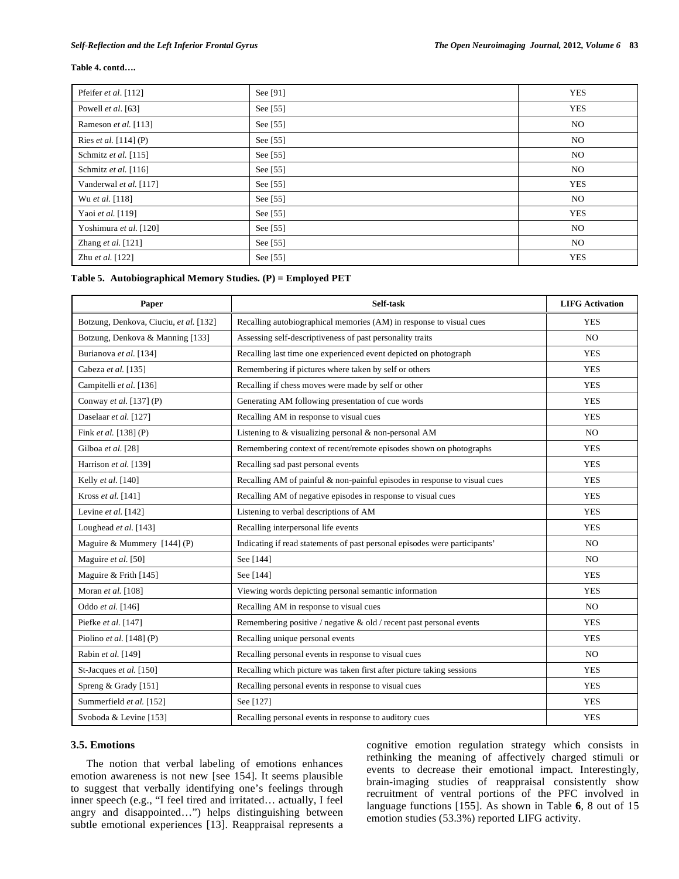**Table 4. contd….**

| | | |
|---|---|---|
| Pfeifer *et al*. [112] | See [91] | YES |
| Powell *et al*. [63] | See [55] | YES |
| Rameson *et al.* [113] | See [55] | NO |
| Ries *et al.* [114] (P) | See [55] | NO |
| Schmitz *et al.* [115] | See [55] | NO |
| Schmitz *et al.* [116] | See [55] | NO |
| Vanderwal *et al.* [117] | See [55] | YES |
| Wu *et al.* [118] | See [55] | NO |
| Yaoi *et al.* [119] | See [55] | YES |
| Yoshimura *et al.* [120] | See [55] | NO |
| Zhang *et al.* [121] | See [55] | NO |
| Zhu *et al.* [122] | See [55] | YES |

**Table 5. Autobiographical Memory Studies. (P) = Employed PET**

| Paper | Self-task | LIFG Activation |
|---|---|---|
| Botzung, Denkova, Ciuciu, *et al.* [132] | Recalling autobiographical memories (AM) in response to visual cues | YES |
| Botzung, Denkova & Manning [133] | Assessing self-descriptiveness of past personality traits | NO |
| Burianova *et al.* [134] | Recalling last time one experienced event depicted on photograph | YES |
| Cabeza *et al.* [135] | Remembering if pictures where taken by self or others | YES |
| Campitelli *et al.* [136] | Recalling if chess moves were made by self or other | YES |
| Conway *et al.* [137] (P) | Generating AM following presentation of cue words | YES |
| Daselaar *et al.* [127] | Recalling AM in response to visual cues | YES |
| Fink *et al.* [138] (P) | Listening to & visualizing personal & non-personal AM | NO |
| Gilboa *et al.* [28] | Remembering context of recent/remote episodes shown on photographs | YES |
| Harrison *et al.* [139] | Recalling sad past personal events | YES |
| Kelly *et al.* [140] | Recalling AM of painful & non-painful episodes in response to visual cues | YES |
| Kross *et al.* [141] | Recalling AM of negative episodes in response to visual cues | YES |
| Levine *et al.* [142] | Listening to verbal descriptions of AM | YES |
| Loughead *et al.* [143] | Recalling interpersonal life events | YES |
| Maguire & Mummery [144] (P) | Indicating if read statements of past personal episodes were participants' | NO |
| Maguire *et al.* [50] | See [144] | NO |
| Maguire & Frith [145] | See [144] | YES |
| Moran *et al.* [108] | Viewing words depicting personal semantic information | YES |
| Oddo *et al.* [146] | Recalling AM in response to visual cues | NO |
| Piefke *et al.* [147] | Remembering positive / negative & old / recent past personal events | YES |
| Piolino *et al.* [148] (P) | Recalling unique personal events | YES |
| Rabin *et al.* [149] | Recalling personal events in response to visual cues | NO |
| St-Jacques *et al.* [150] | Recalling which picture was taken first after picture taking sessions | YES |
| Spreng & Grady [151] | Recalling personal events in response to visual cues | YES |
| Summerfield *et al.* [152] | See [127] | YES |
| Svoboda & Levine [153] | Recalling personal events in response to auditory cues | YES |

### 3.5. Emotions

The notion that verbal labeling of emotions enhances emotion awareness is not new [see 154]. It seems plausible to suggest that verbally identifying one's feelings through inner speech (e.g., "I feel tired and irritated… actually, I feel angry and disappointed…") helps distinguishing between subtle emotional experiences [13]. Reappraisal represents a cognitive emotion regulation strategy which consists in rethinking the meaning of affectively charged stimuli or events to decrease their emotional impact. Interestingly, brain-imaging studies of reappraisal consistently show recruitment of ventral portions of the PFC involved in language functions [155]. As shown in Table **6**, 8 out of 15 emotion studies (53.3%) reported LIFG activity.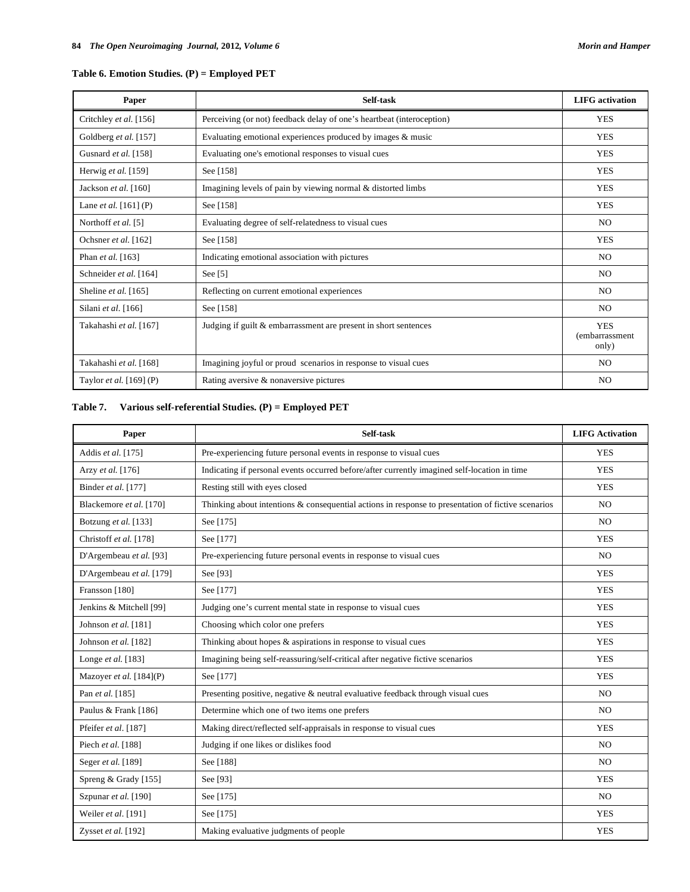**Table 6. Emotion Studies. (P) = Employed PET**

| Paper | Self-task | LIFG activation |
|---|---|---|
| Critchley *et al.* [156] | Perceiving (or not) feedback delay of one's heartbeat (interoception) | YES |
| Goldberg *et al.* [157] | Evaluating emotional experiences produced by images & music | YES |
| Gusnard *et al.* [158] | Evaluating one's emotional responses to visual cues | YES |
| Herwig *et al.* [159] | See [158] | YES |
| Jackson *et al.* [160] | Imagining levels of pain by viewing normal & distorted limbs | YES |
| Lane *et al.* [161] (P) | See [158] | YES |
| Northoff *et al.* [5] | Evaluating degree of self-relatedness to visual cues | NO |
| Ochsner *et al.* [162] | See [158] | YES |
| Phan *et al.* [163] | Indicating emotional association with pictures | NO |
| Schneider *et al.* [164] | See [5] | NO |
| Sheline *et al.* [165] | Reflecting on current emotional experiences | NO |
| Silani *et al.* [166] | See [158] | NO |
| Takahashi *et al.* [167] | Judging if guilt & embarrassment are present in short sentences | YES (embarrassment only) |
| Takahashi *et al.* [168] | Imagining joyful or proud scenarios in response to visual cues | NO |
| Taylor *et al.* [169] (P) | Rating aversive & nonaversive pictures | NO |

**Table 7. Various self-referential Studies. (P) = Employed PET**

| Paper | Self-task | LIFG Activation |
|---|---|---|
| Addis *et al.* [175] | Pre-experiencing future personal events in response to visual cues | YES |
| Arzy *et al.* [176] | Indicating if personal events occurred before/after currently imagined self-location in time | YES |
| Binder *et al.* [177] | Resting still with eyes closed | YES |
| Blackemore *et al.* [170] | Thinking about intentions & consequential actions in response to presentation of fictive scenarios | NO |
| Botzung *et al.* [133] | See [175] | NO |
| Christoff *et al.* [178] | See [177] | YES |
| D'Argembeau *et al.* [93] | Pre-experiencing future personal events in response to visual cues | NO |
| D'Argembeau *et al.* [179] | See [93] | YES |
| Fransson [180] | See [177] | YES |
| Jenkins & Mitchell [99] | Judging one's current mental state in response to visual cues | YES |
| Johnson *et al.* [181] | Choosing which color one prefers | YES |
| Johnson *et al.* [182] | Thinking about hopes & aspirations in response to visual cues | YES |
| Longe *et al.* [183] | Imagining being self-reassuring/self-critical after negative fictive scenarios | YES |
| Mazoyer *et al.* [184](P) | See [177] | YES |
| Pan *et al.* [185] | Presenting positive, negative & neutral evaluative feedback through visual cues | NO |
| Paulus & Frank [186] | Determine which one of two items one prefers | NO |
| Pfeifer *et al*. [187] | Making direct/reflected self-appraisals in response to visual cues | YES |
| Piech *et al.* [188] | Judging if one likes or dislikes food | NO |
| Seger *et al.* [189] | See [188] | NO |
| Spreng & Grady [155] | See [93] | YES |
| Szpunar *et al.* [190] | See [175] | NO |
| Weiler *et al*. [191] | See [175] | YES |
| Zysset *et al.* [192] | Making evaluative judgments of people | YES |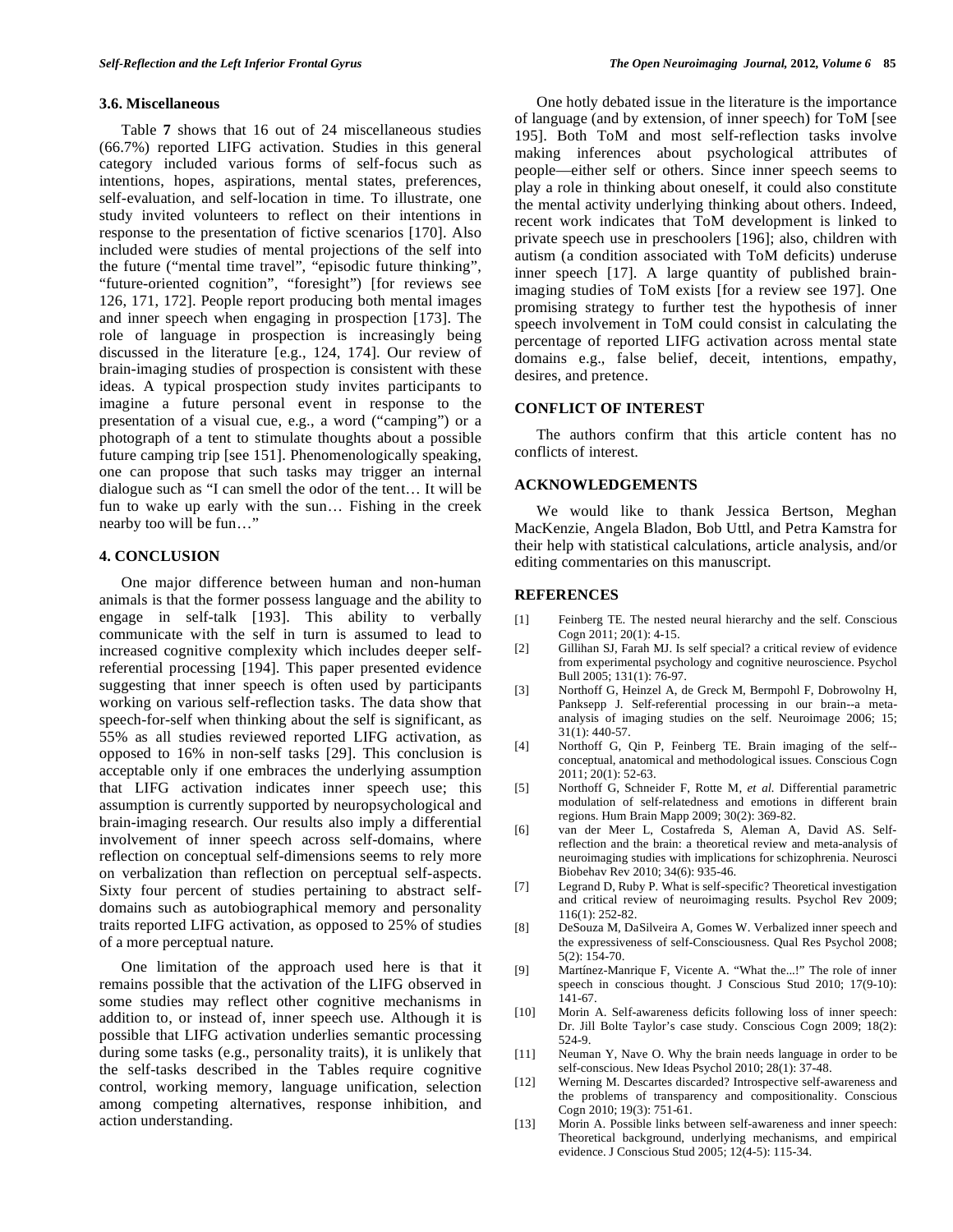### 3.6. Miscellaneous

Table **7** shows that 16 out of 24 miscellaneous studies (66.7%) reported LIFG activation. Studies in this general category included various forms of self-focus such as intentions, hopes, aspirations, mental states, preferences, self-evaluation, and self-location in time. To illustrate, one study invited volunteers to reflect on their intentions in response to the presentation of fictive scenarios [170]. Also included were studies of mental projections of the self into the future ("mental time travel", "episodic future thinking", "future-oriented cognition", "foresight") [for reviews see 126, 171, 172]. People report producing both mental images and inner speech when engaging in prospection [173]. The role of language in prospection is increasingly being discussed in the literature [e.g., 124, 174]. Our review of brain-imaging studies of prospection is consistent with these ideas. A typical prospection study invites participants to imagine a future personal event in response to the presentation of a visual cue, e.g., a word ("camping") or a photograph of a tent to stimulate thoughts about a possible future camping trip [see 151]. Phenomenologically speaking, one can propose that such tasks may trigger an internal dialogue such as "I can smell the odor of the tent… It will be fun to wake up early with the sun… Fishing in the creek nearby too will be fun…"

## 4. CONCLUSION

One major difference between human and non-human animals is that the former possess language and the ability to engage in self-talk [193]. This ability to verbally communicate with the self in turn is assumed to lead to increased cognitive complexity which includes deeper self-referential processing [194]. This paper presented evidence suggesting that inner speech is often used by participants working on various self-reflection tasks. The data show that speech-for-self when thinking about the self is significant, as 55% as all studies reviewed reported LIFG activation, as opposed to 16% in non-self tasks [29]. This conclusion is acceptable only if one embraces the underlying assumption that LIFG activation indicates inner speech use; this assumption is currently supported by neuropsychological and brain-imaging research. Our results also imply a differential involvement of inner speech across self-domains, where reflection on conceptual self-dimensions seems to rely more on verbalization than reflection on perceptual self-aspects. Sixty four percent of studies pertaining to abstract self-domains such as autobiographical memory and personality traits reported LIFG activation, as opposed to 25% of studies of a more perceptual nature.

One limitation of the approach used here is that it remains possible that the activation of the LIFG observed in some studies may reflect other cognitive mechanisms in addition to, or instead of, inner speech use. Although it is possible that LIFG activation underlies semantic processing during some tasks (e.g., personality traits), it is unlikely that the self-tasks described in the Tables require cognitive control, working memory, language unification, selection among competing alternatives, response inhibition, and action understanding.

One hotly debated issue in the literature is the importance of language (and by extension, of inner speech) for ToM [see 195]. Both ToM and most self-reflection tasks involve making inferences about psychological attributes of people—either self or others. Since inner speech seems to play a role in thinking about oneself, it could also constitute the mental activity underlying thinking about others. Indeed, recent work indicates that ToM development is linked to private speech use in preschoolers [196]; also, children with autism (a condition associated with ToM deficits) underuse inner speech [17]. A large quantity of published brain-imaging studies of ToM exists [for a review see 197]. One promising strategy to further test the hypothesis of inner speech involvement in ToM could consist in calculating the percentage of reported LIFG activation across mental state domains e.g., false belief, deceit, intentions, empathy, desires, and pretence.

## CONFLICT OF INTEREST

The authors confirm that this article content has no conflicts of interest.

## ACKNOWLEDGEMENTS

We would like to thank Jessica Bertson, Meghan MacKenzie, Angela Bladon, Bob Uttl, and Petra Kamstra for their help with statistical calculations, article analysis, and/or editing commentaries on this manuscript.

## REFERENCES

[1] Feinberg TE. The nested neural hierarchy and the self. Conscious Cogn 2011; 20(1): 4-15.

[2] Gillihan SJ, Farah MJ. Is self special? a critical review of evidence from experimental psychology and cognitive neuroscience. Psychol Bull 2005; 131(1): 76-97.

[3] Northoff G, Heinzel A, de Greck M, Bermpohl F, Dobrowolny H, Panksepp J. Self-referential processing in our brain--a meta-analysis of imaging studies on the self. Neuroimage 2006; 15; 31(1): 440-57.

[4] Northoff G, Qin P, Feinberg TE. Brain imaging of the self--conceptual, anatomical and methodological issues. Conscious Cogn 2011; 20(1): 52-63.

[5] Northoff G, Schneider F, Rotte M, *et al.* Differential parametric modulation of self-relatedness and emotions in different brain regions. Hum Brain Mapp 2009; 30(2): 369-82.

[6] van der Meer L, Costafreda S, Aleman A, David AS. Self-reflection and the brain: a theoretical review and meta-analysis of neuroimaging studies with implications for schizophrenia. Neurosci Biobehav Rev 2010; 34(6): 935-46.

[7] Legrand D, Ruby P. What is self-specific? Theoretical investigation and critical review of neuroimaging results. Psychol Rev 2009; 116(1): 252-82.

[8] DeSouza M, DaSilveira A, Gomes W. Verbalized inner speech and the expressiveness of self-Consciousness. Qual Res Psychol 2008; 5(2): 154-70.

[9] Martínez-Manrique F, Vicente A. "What the...!" The role of inner speech in conscious thought. J Conscious Stud 2010; 17(9-10): 141-67.

[10] Morin A. Self-awareness deficits following loss of inner speech: Dr. Jill Bolte Taylor's case study. Conscious Cogn 2009; 18(2): 524-9.

[11] Neuman Y, Nave O. Why the brain needs language in order to be self-conscious. New Ideas Psychol 2010; 28(1): 37-48.

[12] Werning M. Descartes discarded? Introspective self-awareness and the problems of transparency and compositionality. Conscious Cogn 2010; 19(3): 751-61.

[13] Morin A. Possible links between self-awareness and inner speech: Theoretical background, underlying mechanisms, and empirical evidence. J Conscious Stud 2005; 12(4-5): 115-34.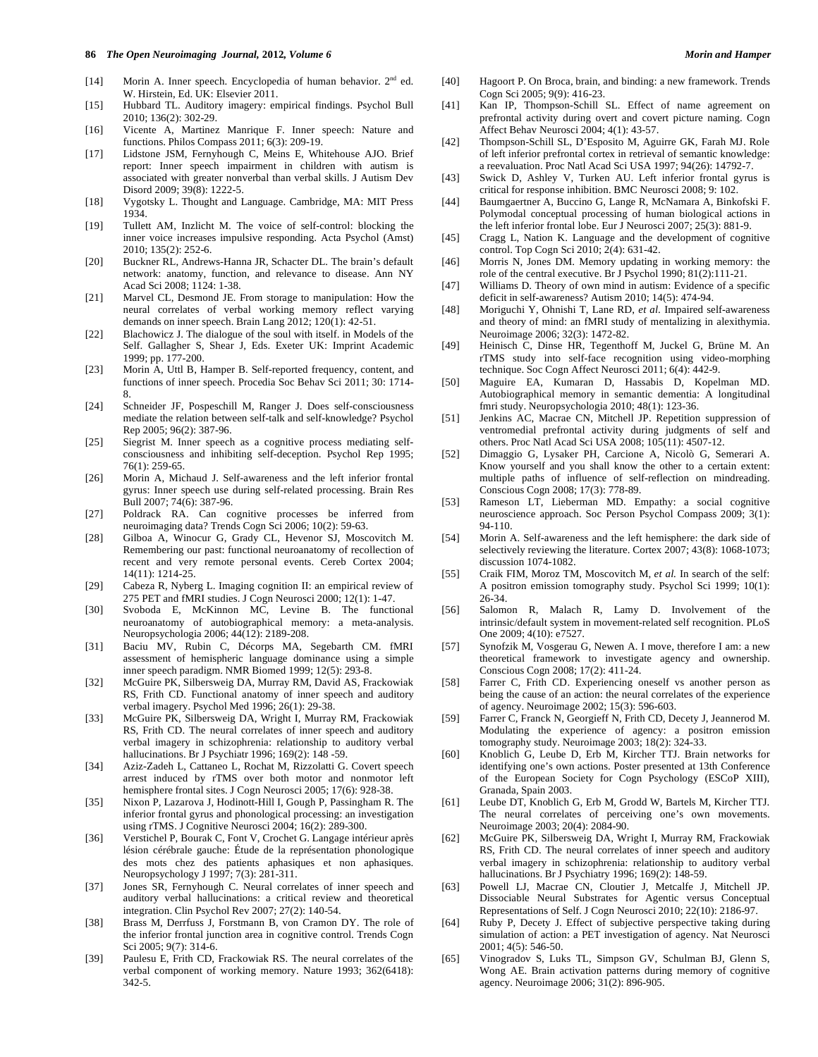[14] Morin A. Inner speech. Encyclopedia of human behavior. 2nd ed. W. Hirstein, Ed. UK: Elsevier 2011.

[15] Hubbard TL. Auditory imagery: empirical findings. Psychol Bull 2010; 136(2): 302-29.

[16] Vicente A, Martinez Manrique F. Inner speech: Nature and functions. Philos Compass 2011; 6(3): 209-19.

[17] Lidstone JSM, Fernyhough C, Meins E, Whitehouse AJO. Brief report: Inner speech impairment in children with autism is associated with greater nonverbal than verbal skills. J Autism Dev Disord 2009; 39(8): 1222-5.

[18] Vygotsky L. Thought and Language. Cambridge, MA: MIT Press 1934.

[19] Tullett AM, Inzlicht M. The voice of self-control: blocking the inner voice increases impulsive responding. Acta Psychol (Amst) 2010; 135(2): 252-6.

[20] Buckner RL, Andrews-Hanna JR, Schacter DL. The brain's default network: anatomy, function, and relevance to disease. Ann NY Acad Sci 2008; 1124: 1-38.

[21] Marvel CL, Desmond JE. From storage to manipulation: How the neural correlates of verbal working memory reflect varying demands on inner speech. Brain Lang 2012; 120(1): 42-51.

[22] Blachowicz J. The dialogue of the soul with itself. in Models of the Self. Gallagher S, Shear J, Eds. Exeter UK: Imprint Academic 1999; pp. 177-200.

[23] Morin A, Uttl B, Hamper B. Self-reported frequency, content, and functions of inner speech. Procedia Soc Behav Sci 2011; 30: 1714-8.

[24] Schneider JF, Pospeschill M, Ranger J. Does self-consciousness mediate the relation between self-talk and self-knowledge? Psychol Rep 2005; 96(2): 387-96.

[25] Siegrist M. Inner speech as a cognitive process mediating self-consciousness and inhibiting self-deception. Psychol Rep 1995; 76(1): 259-65.

[26] Morin A, Michaud J. Self-awareness and the left inferior frontal gyrus: Inner speech use during self-related processing. Brain Res Bull 2007; 74(6): 387-96.

[27] Poldrack RA. Can cognitive processes be inferred from neuroimaging data? Trends Cogn Sci 2006; 10(2): 59-63.

[28] Gilboa A, Winocur G, Grady CL, Hevenor SJ, Moscovitch M. Remembering our past: functional neuroanatomy of recollection of recent and very remote personal events. Cereb Cortex 2004; 14(11): 1214-25.

[29] Cabeza R, Nyberg L. Imaging cognition II: an empirical review of 275 PET and fMRI studies. J Cogn Neurosci 2000; 12(1): 1-47.

[30] Svoboda E, McKinnon MC, Levine B. The functional neuroanatomy of autobiographical memory: a meta-analysis. Neuropsychologia 2006; 44(12): 2189-208.

[31] Baciu MV, Rubin C, Décorps MA, Segebarth CM. fMRI assessment of hemispheric language dominance using a simple inner speech paradigm. NMR Biomed 1999; 12(5): 293-8.

[32] McGuire PK, Silbersweig DA, Murray RM, David AS, Frackowiak RS, Frith CD. Functional anatomy of inner speech and auditory verbal imagery. Psychol Med 1996; 26(1): 29-38.

[33] McGuire PK, Silbersweig DA, Wright I, Murray RM, Frackowiak RS, Frith CD. The neural correlates of inner speech and auditory verbal imagery in schizophrenia: relationship to auditory verbal hallucinations. Br J Psychiatr 1996; 169(2): 148 -59.

[34] Aziz-Zadeh L, Cattaneo L, Rochat M, Rizzolatti G. Covert speech arrest induced by rTMS over both motor and nonmotor left hemisphere frontal sites. J Cogn Neurosci 2005; 17(6): 928-38.

[35] Nixon P, Lazarova J, Hodinott-Hill I, Gough P, Passingham R. The inferior frontal gyrus and phonological processing: an investigation using rTMS. J Cognitive Neurosci 2004; 16(2): 289-300.

[36] Verstichel P, Bourak C, Font V, Crochet G. Langage intérieur après lésion cérébrale gauche: Étude de la représentation phonologique des mots chez des patients aphasiques et non aphasiques. Neuropsychology J 1997; 7(3): 281-311.

[37] Jones SR, Fernyhough C. Neural correlates of inner speech and auditory verbal hallucinations: a critical review and theoretical integration. Clin Psychol Rev 2007; 27(2): 140-54.

[38] Brass M, Derrfuss J, Forstmann B, von Cramon DY. The role of the inferior frontal junction area in cognitive control. Trends Cogn Sci 2005; 9(7): 314-6.

[39] Paulesu E, Frith CD, Frackowiak RS. The neural correlates of the verbal component of working memory. Nature 1993; 362(6418): 342-5.

[40] Hagoort P. On Broca, brain, and binding: a new framework. Trends Cogn Sci 2005; 9(9): 416-23.

[41] Kan IP, Thompson-Schill SL. Effect of name agreement on prefrontal activity during overt and covert picture naming. Cogn Affect Behav Neurosci 2004; 4(1): 43-57.

[42] Thompson-Schill SL, D'Esposito M, Aguirre GK, Farah MJ. Role of left inferior prefrontal cortex in retrieval of semantic knowledge: a reevaluation. Proc Natl Acad Sci USA 1997; 94(26): 14792-7.

[43] Swick D, Ashley V, Turken AU. Left inferior frontal gyrus is critical for response inhibition. BMC Neurosci 2008; 9: 102.

[44] Baumgaertner A, Buccino G, Lange R, McNamara A, Binkofski F. Polymodal conceptual processing of human biological actions in the left inferior frontal lobe. Eur J Neurosci 2007; 25(3): 881-9.

[45] Cragg L, Nation K. Language and the development of cognitive control. Top Cogn Sci 2010; 2(4): 631-42.

[46] Morris N, Jones DM. Memory updating in working memory: the role of the central executive. Br J Psychol 1990; 81(2):111-21.

[47] Williams D. Theory of own mind in autism: Evidence of a specific deficit in self-awareness? Autism 2010; 14(5): 474-94.

[48] Moriguchi Y, Ohnishi T, Lane RD, *et al.* Impaired self-awareness and theory of mind: an fMRI study of mentalizing in alexithymia. Neuroimage 2006; 32(3): 1472-82.

[49] Heinisch C, Dinse HR, Tegenthoff M, Juckel G, Brüne M. An rTMS study into self-face recognition using video-morphing technique. Soc Cogn Affect Neurosci 2011; 6(4): 442-9.

[50] Maguire EA, Kumaran D, Hassabis D, Kopelman MD. Autobiographical memory in semantic dementia: A longitudinal fmri study. Neuropsychologia 2010; 48(1): 123-36.

[51] Jenkins AC, Macrae CN, Mitchell JP. Repetition suppression of ventromedial prefrontal activity during judgments of self and others. Proc Natl Acad Sci USA 2008; 105(11): 4507-12.

[52] Dimaggio G, Lysaker PH, Carcione A, Nicolò G, Semerari A. Know yourself and you shall know the other to a certain extent: multiple paths of influence of self-reflection on mindreading. Conscious Cogn 2008; 17(3): 778-89.

[53] Rameson LT, Lieberman MD. Empathy: a social cognitive neuroscience approach. Soc Person Psychol Compass 2009; 3(1): 94-110.

[54] Morin A. Self-awareness and the left hemisphere: the dark side of selectively reviewing the literature. Cortex 2007; 43(8): 1068-1073; discussion 1074-1082.

[55] Craik FIM, Moroz TM, Moscovitch M, *et al.* In search of the self: A positron emission tomography study. Psychol Sci 1999; 10(1): 26-34.

[56] Salomon R, Malach R, Lamy D. Involvement of the intrinsic/default system in movement-related self recognition. PLoS One 2009; 4(10): e7527.

[57] Synofzik M, Vosgerau G, Newen A. I move, therefore I am: a new theoretical framework to investigate agency and ownership. Conscious Cogn 2008; 17(2): 411-24.

[58] Farrer C, Frith CD. Experiencing oneself vs another person as being the cause of an action: the neural correlates of the experience of agency. Neuroimage 2002; 15(3): 596-603.

[59] Farrer C, Franck N, Georgieff N, Frith CD, Decety J, Jeannerod M. Modulating the experience of agency: a positron emission tomography study. Neuroimage 2003; 18(2): 324-33.

[60] Knoblich G, Leube D, Erb M, Kircher TTJ. Brain networks for identifying one's own actions. Poster presented at 13th Conference of the European Society for Cogn Psychology (ESCoP XIII), Granada, Spain 2003.

[61] Leube DT, Knoblich G, Erb M, Grodd W, Bartels M, Kircher TTJ. The neural correlates of perceiving one's own movements. Neuroimage 2003; 20(4): 2084-90.

[62] McGuire PK, Silbersweig DA, Wright I, Murray RM, Frackowiak RS, Frith CD. The neural correlates of inner speech and auditory verbal imagery in schizophrenia: relationship to auditory verbal hallucinations. Br J Psychiatry 1996; 169(2): 148-59.

[63] Powell LJ, Macrae CN, Cloutier J, Metcalfe J, Mitchell JP. Dissociable Neural Substrates for Agentic versus Conceptual Representations of Self. J Cogn Neurosci 2010; 22(10): 2186-97.

[64] Ruby P, Decety J. Effect of subjective perspective taking during simulation of action: a PET investigation of agency. Nat Neurosci 2001; 4(5): 546-50.

[65] Vinogradov S, Luks TL, Simpson GV, Schulman BJ, Glenn S, Wong AE. Brain activation patterns during memory of cognitive agency. Neuroimage 2006; 31(2): 896-905.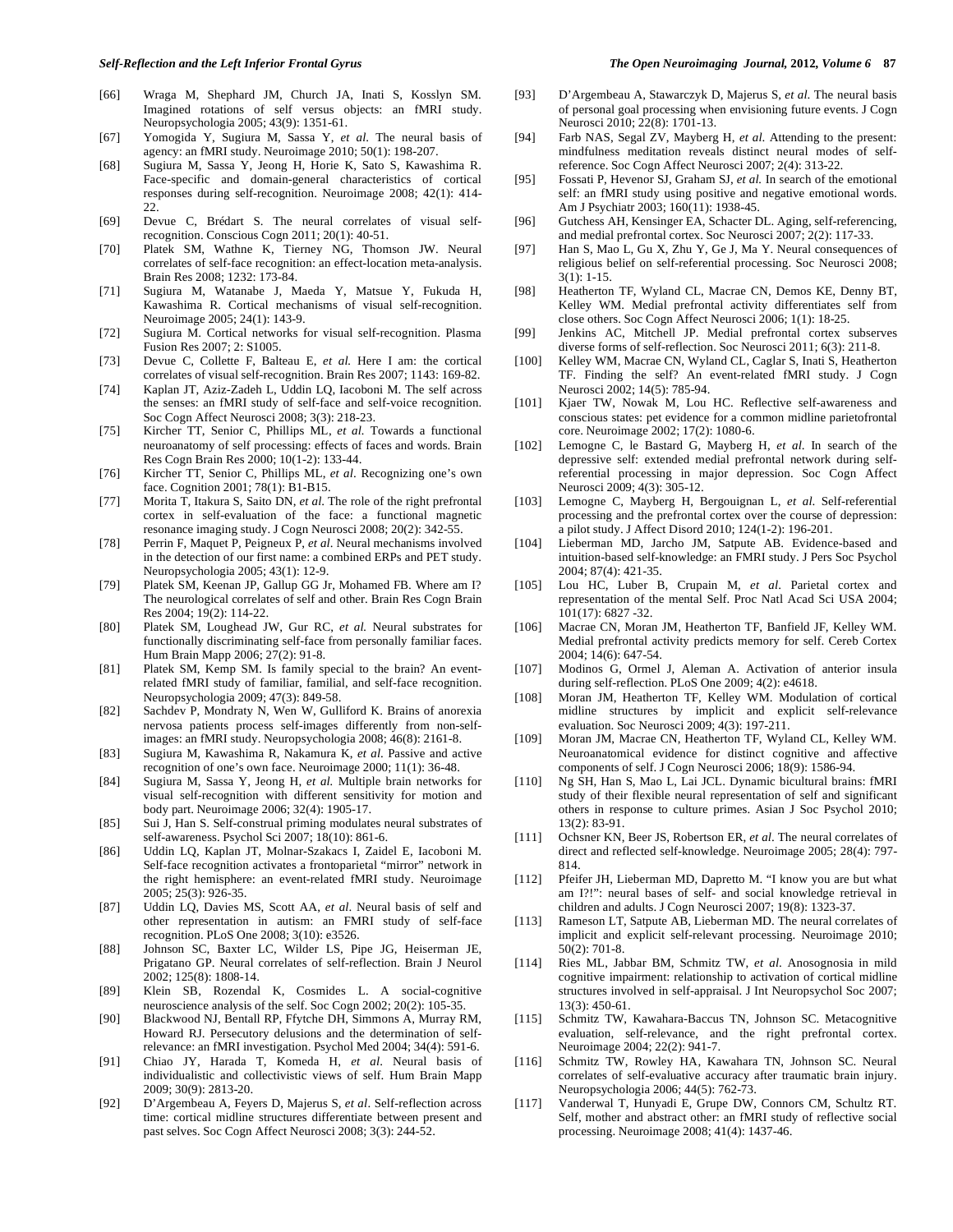[66] Wraga M, Shephard JM, Church JA, Inati S, Kosslyn SM. Imagined rotations of self versus objects: an fMRI study. Neuropsychologia 2005; 43(9): 1351-61.

[67] Yomogida Y, Sugiura M, Sassa Y, *et al.* The neural basis of agency: an fMRI study. Neuroimage 2010; 50(1): 198-207.

[68] Sugiura M, Sassa Y, Jeong H, Horie K, Sato S, Kawashima R. Face-specific and domain-general characteristics of cortical responses during self-recognition. Neuroimage 2008; 42(1): 414-22.

[69] Devue C, Brédart S. The neural correlates of visual self-recognition. Conscious Cogn 2011; 20(1): 40-51.

[70] Platek SM, Wathne K, Tierney NG, Thomson JW. Neural correlates of self-face recognition: an effect-location meta-analysis. Brain Res 2008; 1232: 173-84.

[71] Sugiura M, Watanabe J, Maeda Y, Matsue Y, Fukuda H, Kawashima R. Cortical mechanisms of visual self-recognition. Neuroimage 2005; 24(1): 143-9.

[72] Sugiura M. Cortical networks for visual self-recognition. Plasma Fusion Res 2007; 2: S1005.

[73] Devue C, Collette F, Balteau E, *et al.* Here I am: the cortical correlates of visual self-recognition. Brain Res 2007; 1143: 169-82.

[74] Kaplan JT, Aziz-Zadeh L, Uddin LQ, Iacoboni M. The self across the senses: an fMRI study of self-face and self-voice recognition. Soc Cogn Affect Neurosci 2008; 3(3): 218-23.

[75] Kircher TT, Senior C, Phillips ML, *et al.* Towards a functional neuroanatomy of self processing: effects of faces and words. Brain Res Cogn Brain Res 2000; 10(1-2): 133-44.

[76] Kircher TT, Senior C, Phillips ML, *et al*. Recognizing one's own face. Cognition 2001; 78(1): B1-B15.

[77] Morita T, Itakura S, Saito DN, *et al.* The role of the right prefrontal cortex in self-evaluation of the face: a functional magnetic resonance imaging study. J Cogn Neurosci 2008; 20(2): 342-55.

[78] Perrin F, Maquet P, Peigneux P, *et al*. Neural mechanisms involved in the detection of our first name: a combined ERPs and PET study. Neuropsychologia 2005; 43(1): 12-9.

[79] Platek SM, Keenan JP, Gallup GG Jr, Mohamed FB. Where am I? The neurological correlates of self and other. Brain Res Cogn Brain Res 2004; 19(2): 114-22.

[80] Platek SM, Loughead JW, Gur RC, *et al.* Neural substrates for functionally discriminating self-face from personally familiar faces. Hum Brain Mapp 2006; 27(2): 91-8.

[81] Platek SM, Kemp SM. Is family special to the brain? An event-related fMRI study of familiar, familial, and self-face recognition. Neuropsychologia 2009; 47(3): 849-58.

[82] Sachdev P, Mondraty N, Wen W, Gulliford K. Brains of anorexia nervosa patients process self-images differently from non-self-images: an fMRI study. Neuropsychologia 2008; 46(8): 2161-8.

[83] Sugiura M, Kawashima R, Nakamura K, *et al.* Passive and active recognition of one's own face. Neuroimage 2000; 11(1): 36-48.

[84] Sugiura M, Sassa Y, Jeong H, *et al.* Multiple brain networks for visual self-recognition with different sensitivity for motion and body part. Neuroimage 2006; 32(4): 1905-17.

[85] Sui J, Han S. Self-construal priming modulates neural substrates of self-awareness. Psychol Sci 2007; 18(10): 861-6.

[86] Uddin LQ, Kaplan JT, Molnar-Szakacs I, Zaidel E, Iacoboni M. Self-face recognition activates a frontoparietal "mirror" network in the right hemisphere: an event-related fMRI study. Neuroimage 2005; 25(3): 926-35.

[87] Uddin LQ, Davies MS, Scott AA, *et al.* Neural basis of self and other representation in autism: an FMRI study of self-face recognition. PLoS One 2008; 3(10): e3526.

[88] Johnson SC, Baxter LC, Wilder LS, Pipe JG, Heiserman JE, Prigatano GP. Neural correlates of self-reflection. Brain J Neurol 2002; 125(8): 1808-14.

[89] Klein SB, Rozendal K, Cosmides L. A social-cognitive neuroscience analysis of the self. Soc Cogn 2002; 20(2): 105-35.

[90] Blackwood NJ, Bentall RP, Ffytche DH, Simmons A, Murray RM, Howard RJ. Persecutory delusions and the determination of self-relevance: an fMRI investigation. Psychol Med 2004; 34(4): 591-6.

[91] Chiao JY, Harada T, Komeda H, *et al.* Neural basis of individualistic and collectivistic views of self. Hum Brain Mapp 2009; 30(9): 2813-20.

[92] D'Argembeau A, Feyers D, Majerus S, *et al*. Self-reflection across time: cortical midline structures differentiate between present and past selves. Soc Cogn Affect Neurosci 2008; 3(3): 244-52.

[93] D'Argembeau A, Stawarczyk D, Majerus S, *et al.* The neural basis of personal goal processing when envisioning future events. J Cogn Neurosci 2010; 22(8): 1701-13.

[94] Farb NAS, Segal ZV, Mayberg H, *et al.* Attending to the present: mindfulness meditation reveals distinct neural modes of self-reference. Soc Cogn Affect Neurosci 2007; 2(4): 313-22.

[95] Fossati P, Hevenor SJ, Graham SJ, *et al.* In search of the emotional self: an fMRI study using positive and negative emotional words. Am J Psychiatr 2003; 160(11): 1938-45.

[96] Gutchess AH, Kensinger EA, Schacter DL. Aging, self-referencing, and medial prefrontal cortex. Soc Neurosci 2007; 2(2): 117-33.

[97] Han S, Mao L, Gu X, Zhu Y, Ge J, Ma Y. Neural consequences of religious belief on self-referential processing. Soc Neurosci 2008; 3(1): 1-15.

[98] Heatherton TF, Wyland CL, Macrae CN, Demos KE, Denny BT, Kelley WM. Medial prefrontal activity differentiates self from close others. Soc Cogn Affect Neurosci 2006; 1(1): 18-25.

[99] Jenkins AC, Mitchell JP. Medial prefrontal cortex subserves diverse forms of self-reflection. Soc Neurosci 2011; 6(3): 211-8.

[100] Kelley WM, Macrae CN, Wyland CL, Caglar S, Inati S, Heatherton TF. Finding the self? An event-related fMRI study. J Cogn Neurosci 2002; 14(5): 785-94.

[101] Kjaer TW, Nowak M, Lou HC. Reflective self-awareness and conscious states: pet evidence for a common midline parietofrontal core. Neuroimage 2002; 17(2): 1080-6.

[102] Lemogne C, le Bastard G, Mayberg H, *et al.* In search of the depressive self: extended medial prefrontal network during self-referential processing in major depression. Soc Cogn Affect Neurosci 2009; 4(3): 305-12.

[103] Lemogne C, Mayberg H, Bergouignan L, *et al.* Self-referential processing and the prefrontal cortex over the course of depression: a pilot study. J Affect Disord 2010; 124(1-2): 196-201.

[104] Lieberman MD, Jarcho JM, Satpute AB. Evidence-based and intuition-based self-knowledge: an FMRI study. J Pers Soc Psychol 2004; 87(4): 421-35.

[105] Lou HC, Luber B, Crupain M, *et al*. Parietal cortex and representation of the mental Self. Proc Natl Acad Sci USA 2004; 101(17): 6827 -32.

[106] Macrae CN, Moran JM, Heatherton TF, Banfield JF, Kelley WM. Medial prefrontal activity predicts memory for self. Cereb Cortex 2004; 14(6): 647-54.

[107] Modinos G, Ormel J, Aleman A. Activation of anterior insula during self-reflection. PLoS One 2009; 4(2): e4618.

[108] Moran JM, Heatherton TF, Kelley WM. Modulation of cortical midline structures by implicit and explicit self-relevance evaluation. Soc Neurosci 2009; 4(3): 197-211.

[109] Moran JM, Macrae CN, Heatherton TF, Wyland CL, Kelley WM. Neuroanatomical evidence for distinct cognitive and affective components of self. J Cogn Neurosci 2006; 18(9): 1586-94.

[110] Ng SH, Han S, Mao L, Lai JCL. Dynamic bicultural brains: fMRI study of their flexible neural representation of self and significant others in response to culture primes. Asian J Soc Psychol 2010; 13(2): 83-91.

[111] Ochsner KN, Beer JS, Robertson ER, *et al*. The neural correlates of direct and reflected self-knowledge. Neuroimage 2005; 28(4): 797-814.

[112] Pfeifer JH, Lieberman MD, Dapretto M. "I know you are but what am I?!": neural bases of self- and social knowledge retrieval in children and adults. J Cogn Neurosci 2007; 19(8): 1323-37.

[113] Rameson LT, Satpute AB, Lieberman MD. The neural correlates of implicit and explicit self-relevant processing. Neuroimage 2010; 50(2): 701-8.

[114] Ries ML, Jabbar BM, Schmitz TW, *et al.* Anosognosia in mild cognitive impairment: relationship to activation of cortical midline structures involved in self-appraisal. J Int Neuropsychol Soc 2007; 13(3): 450-61.

[115] Schmitz TW, Kawahara-Baccus TN, Johnson SC. Metacognitive evaluation, self-relevance, and the right prefrontal cortex. Neuroimage 2004; 22(2): 941-7.

[116] Schmitz TW, Rowley HA, Kawahara TN, Johnson SC. Neural correlates of self-evaluative accuracy after traumatic brain injury. Neuropsychologia 2006; 44(5): 762-73.

[117] Vanderwal T, Hunyadi E, Grupe DW, Connors CM, Schultz RT. Self, mother and abstract other: an fMRI study of reflective social processing. Neuroimage 2008; 41(4): 1437-46.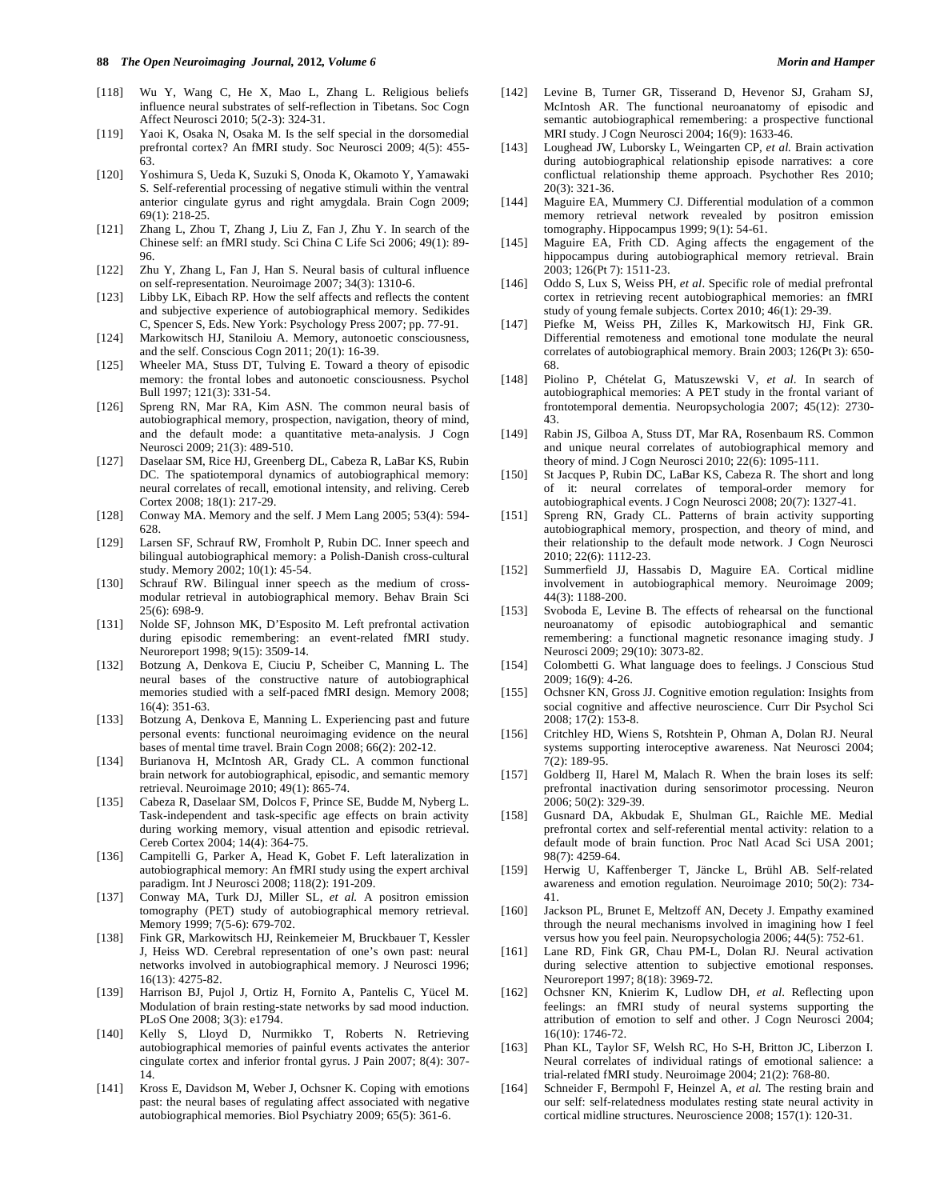[118] Wu Y, Wang C, He X, Mao L, Zhang L. Religious beliefs influence neural substrates of self-reflection in Tibetans. Soc Cogn Affect Neurosci 2010; 5(2-3): 324-31.

[119] Yaoi K, Osaka N, Osaka M. Is the self special in the dorsomedial prefrontal cortex? An fMRI study. Soc Neurosci 2009; 4(5): 455-63.

[120] Yoshimura S, Ueda K, Suzuki S, Onoda K, Okamoto Y, Yamawaki S. Self-referential processing of negative stimuli within the ventral anterior cingulate gyrus and right amygdala. Brain Cogn 2009; 69(1): 218-25.

[121] Zhang L, Zhou T, Zhang J, Liu Z, Fan J, Zhu Y. In search of the Chinese self: an fMRI study. Sci China C Life Sci 2006; 49(1): 89-96.

[122] Zhu Y, Zhang L, Fan J, Han S. Neural basis of cultural influence on self-representation. Neuroimage 2007; 34(3): 1310-6.

[123] Libby LK, Eibach RP. How the self affects and reflects the content and subjective experience of autobiographical memory. Sedikides C, Spencer S, Eds. New York: Psychology Press 2007; pp. 77-91.

[124] Markowitsch HJ, Staniloiu A. Memory, autonoetic consciousness, and the self. Conscious Cogn 2011; 20(1): 16-39.

[125] Wheeler MA, Stuss DT, Tulving E. Toward a theory of episodic memory: the frontal lobes and autonoetic consciousness. Psychol Bull 1997; 121(3): 331-54.

[126] Spreng RN, Mar RA, Kim ASN. The common neural basis of autobiographical memory, prospection, navigation, theory of mind, and the default mode: a quantitative meta-analysis. J Cogn Neurosci 2009; 21(3): 489-510.

[127] Daselaar SM, Rice HJ, Greenberg DL, Cabeza R, LaBar KS, Rubin DC. The spatiotemporal dynamics of autobiographical memory: neural correlates of recall, emotional intensity, and reliving. Cereb Cortex 2008; 18(1): 217-29.

[128] Conway MA. Memory and the self. J Mem Lang 2005; 53(4): 594-628.

[129] Larsen SF, Schrauf RW, Fromholt P, Rubin DC. Inner speech and bilingual autobiographical memory: a Polish-Danish cross-cultural study. Memory 2002; 10(1): 45-54.

[130] Schrauf RW. Bilingual inner speech as the medium of cross-modular retrieval in autobiographical memory. Behav Brain Sci 25(6): 698-9.

[131] Nolde SF, Johnson MK, D'Esposito M. Left prefrontal activation during episodic remembering: an event-related fMRI study. Neuroreport 1998; 9(15): 3509-14.

[132] Botzung A, Denkova E, Ciuciu P, Scheiber C, Manning L. The neural bases of the constructive nature of autobiographical memories studied with a self-paced fMRI design. Memory 2008; 16(4): 351-63.

[133] Botzung A, Denkova E, Manning L. Experiencing past and future personal events: functional neuroimaging evidence on the neural bases of mental time travel. Brain Cogn 2008; 66(2): 202-12.

[134] Burianova H, McIntosh AR, Grady CL. A common functional brain network for autobiographical, episodic, and semantic memory retrieval. Neuroimage 2010; 49(1): 865-74.

[135] Cabeza R, Daselaar SM, Dolcos F, Prince SE, Budde M, Nyberg L. Task-independent and task-specific age effects on brain activity during working memory, visual attention and episodic retrieval. Cereb Cortex 2004; 14(4): 364-75.

[136] Campitelli G, Parker A, Head K, Gobet F. Left lateralization in autobiographical memory: An fMRI study using the expert archival paradigm. Int J Neurosci 2008; 118(2): 191-209.

[137] Conway MA, Turk DJ, Miller SL, *et al.* A positron emission tomography (PET) study of autobiographical memory retrieval. Memory 1999; 7(5-6): 679-702.

[138] Fink GR, Markowitsch HJ, Reinkemeier M, Bruckbauer T, Kessler J, Heiss WD. Cerebral representation of one's own past: neural networks involved in autobiographical memory. J Neurosci 1996; 16(13): 4275-82.

[139] Harrison BJ, Pujol J, Ortiz H, Fornito A, Pantelis C, Yücel M. Modulation of brain resting-state networks by sad mood induction. PLoS One 2008; 3(3): e1794.

[140] Kelly S, Lloyd D, Nurmikko T, Roberts N. Retrieving autobiographical memories of painful events activates the anterior cingulate cortex and inferior frontal gyrus. J Pain 2007; 8(4): 307-14.

[141] Kross E, Davidson M, Weber J, Ochsner K. Coping with emotions past: the neural bases of regulating affect associated with negative autobiographical memories. Biol Psychiatry 2009; 65(5): 361-6.

[142] Levine B, Turner GR, Tisserand D, Hevenor SJ, Graham SJ, McIntosh AR. The functional neuroanatomy of episodic and semantic autobiographical remembering: a prospective functional MRI study. J Cogn Neurosci 2004; 16(9): 1633-46.

[143] Loughead JW, Luborsky L, Weingarten CP, *et al.* Brain activation during autobiographical relationship episode narratives: a core conflictual relationship theme approach. Psychother Res 2010; 20(3): 321-36.

[144] Maguire EA, Mummery CJ. Differential modulation of a common memory retrieval network revealed by positron emission tomography. Hippocampus 1999; 9(1): 54-61.

[145] Maguire EA, Frith CD. Aging affects the engagement of the hippocampus during autobiographical memory retrieval. Brain 2003; 126(Pt 7): 1511-23.

[146] Oddo S, Lux S, Weiss PH, *et al*. Specific role of medial prefrontal cortex in retrieving recent autobiographical memories: an fMRI study of young female subjects. Cortex 2010; 46(1): 29-39.

[147] Piefke M, Weiss PH, Zilles K, Markowitsch HJ, Fink GR. Differential remoteness and emotional tone modulate the neural correlates of autobiographical memory. Brain 2003; 126(Pt 3): 650-68.

[148] Piolino P, Chételat G, Matuszewski V, *et al*. In search of autobiographical memories: A PET study in the frontal variant of frontotemporal dementia. Neuropsychologia 2007; 45(12): 2730-43.

[149] Rabin JS, Gilboa A, Stuss DT, Mar RA, Rosenbaum RS. Common and unique neural correlates of autobiographical memory and theory of mind. J Cogn Neurosci 2010; 22(6): 1095-111.

[150] St Jacques P, Rubin DC, LaBar KS, Cabeza R. The short and long of it: neural correlates of temporal-order memory for autobiographical events. J Cogn Neurosci 2008; 20(7): 1327-41.

[151] Spreng RN, Grady CL. Patterns of brain activity supporting autobiographical memory, prospection, and theory of mind, and their relationship to the default mode network. J Cogn Neurosci 2010; 22(6): 1112-23.

[152] Summerfield JJ, Hassabis D, Maguire EA. Cortical midline involvement in autobiographical memory. Neuroimage 2009; 44(3): 1188-200.

[153] Svoboda E, Levine B. The effects of rehearsal on the functional neuroanatomy of episodic autobiographical and semantic remembering: a functional magnetic resonance imaging study. J Neurosci 2009; 29(10): 3073-82.

[154] Colombetti G. What language does to feelings. J Conscious Stud 2009; 16(9): 4-26.

[155] Ochsner KN, Gross JJ. Cognitive emotion regulation: Insights from social cognitive and affective neuroscience. Curr Dir Psychol Sci 2008; 17(2): 153-8.

[156] Critchley HD, Wiens S, Rotshtein P, Ohman A, Dolan RJ. Neural systems supporting interoceptive awareness. Nat Neurosci 2004; 7(2): 189-95.

[157] Goldberg II, Harel M, Malach R. When the brain loses its self: prefrontal inactivation during sensorimotor processing. Neuron 2006; 50(2): 329-39.

[158] Gusnard DA, Akbudak E, Shulman GL, Raichle ME. Medial prefrontal cortex and self-referential mental activity: relation to a default mode of brain function. Proc Natl Acad Sci USA 2001; 98(7): 4259-64.

[159] Herwig U, Kaffenberger T, Jäncke L, Brühl AB. Self-related awareness and emotion regulation. Neuroimage 2010; 50(2): 734-41.

[160] Jackson PL, Brunet E, Meltzoff AN, Decety J. Empathy examined through the neural mechanisms involved in imagining how I feel versus how you feel pain. Neuropsychologia 2006; 44(5): 752-61.

[161] Lane RD, Fink GR, Chau PM-L, Dolan RJ. Neural activation during selective attention to subjective emotional responses. Neuroreport 1997; 8(18): 3969-72.

[162] Ochsner KN, Knierim K, Ludlow DH, *et al*. Reflecting upon feelings: an fMRI study of neural systems supporting the attribution of emotion to self and other. J Cogn Neurosci 2004; 16(10): 1746-72.

[163] Phan KL, Taylor SF, Welsh RC, Ho S-H, Britton JC, Liberzon I. Neural correlates of individual ratings of emotional salience: a trial-related fMRI study. Neuroimage 2004; 21(2): 768-80.

[164] Schneider F, Bermpohl F, Heinzel A, *et al.* The resting brain and our self: self-relatedness modulates resting state neural activity in cortical midline structures. Neuroscience 2008; 157(1): 120-31.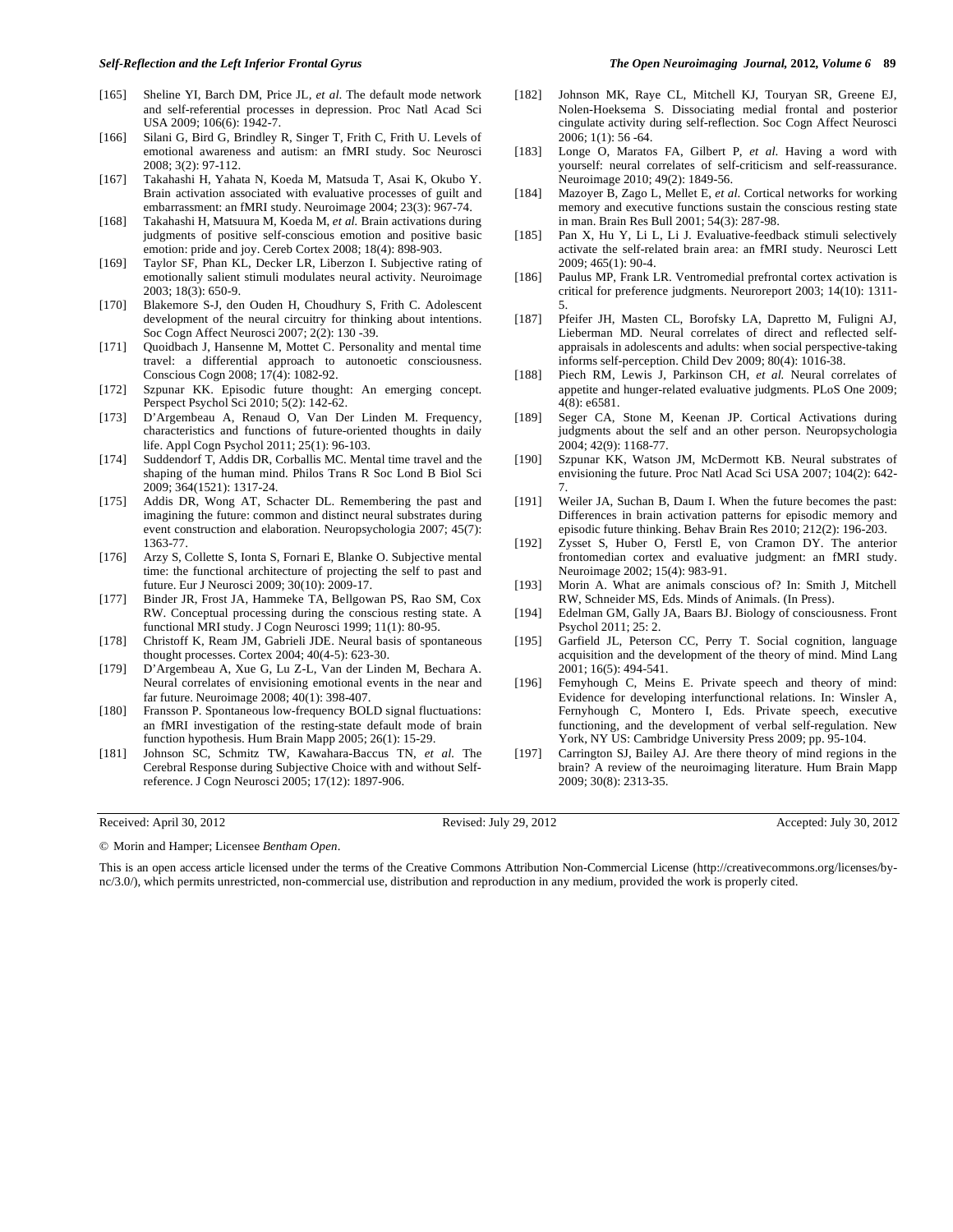[165] Sheline YI, Barch DM, Price JL, *et al.* The default mode network and self-referential processes in depression. Proc Natl Acad Sci USA 2009; 106(6): 1942-7.

[166] Silani G, Bird G, Brindley R, Singer T, Frith C, Frith U. Levels of emotional awareness and autism: an fMRI study. Soc Neurosci 2008; 3(2): 97-112.

[167] Takahashi H, Yahata N, Koeda M, Matsuda T, Asai K, Okubo Y. Brain activation associated with evaluative processes of guilt and embarrassment: an fMRI study. Neuroimage 2004; 23(3): 967-74.

[168] Takahashi H, Matsuura M, Koeda M, *et al.* Brain activations during judgments of positive self-conscious emotion and positive basic emotion: pride and joy. Cereb Cortex 2008; 18(4): 898-903.

[169] Taylor SF, Phan KL, Decker LR, Liberzon I. Subjective rating of emotionally salient stimuli modulates neural activity. Neuroimage 2003; 18(3): 650-9.

[170] Blakemore S-J, den Ouden H, Choudhury S, Frith C. Adolescent development of the neural circuitry for thinking about intentions. Soc Cogn Affect Neurosci 2007; 2(2): 130 -39.

[171] Quoidbach J, Hansenne M, Mottet C. Personality and mental time travel: a differential approach to autonoetic consciousness. Conscious Cogn 2008; 17(4): 1082-92.

[172] Szpunar KK. Episodic future thought: An emerging concept. Perspect Psychol Sci 2010; 5(2): 142-62.

[173] D'Argembeau A, Renaud O, Van Der Linden M. Frequency, characteristics and functions of future-oriented thoughts in daily life. Appl Cogn Psychol 2011; 25(1): 96-103.

[174] Suddendorf T, Addis DR, Corballis MC. Mental time travel and the shaping of the human mind. Philos Trans R Soc Lond B Biol Sci 2009; 364(1521): 1317-24.

[175] Addis DR, Wong AT, Schacter DL. Remembering the past and imagining the future: common and distinct neural substrates during event construction and elaboration. Neuropsychologia 2007; 45(7): 1363-77.

[176] Arzy S, Collette S, Ionta S, Fornari E, Blanke O. Subjective mental time: the functional architecture of projecting the self to past and future. Eur J Neurosci 2009; 30(10): 2009-17.

[177] Binder JR, Frost JA, Hammeke TA, Bellgowan PS, Rao SM, Cox RW. Conceptual processing during the conscious resting state. A functional MRI study. J Cogn Neurosci 1999; 11(1): 80-95.

[178] Christoff K, Ream JM, Gabrieli JDE. Neural basis of spontaneous thought processes. Cortex 2004; 40(4-5): 623-30.

[179] D'Argembeau A, Xue G, Lu Z-L, Van der Linden M, Bechara A. Neural correlates of envisioning emotional events in the near and far future. Neuroimage 2008; 40(1): 398-407.

[180] Fransson P. Spontaneous low-frequency BOLD signal fluctuations: an fMRI investigation of the resting-state default mode of brain function hypothesis. Hum Brain Mapp 2005; 26(1): 15-29.

[181] Johnson SC, Schmitz TW, Kawahara-Baccus TN, *et al.* The Cerebral Response during Subjective Choice with and without Self-reference. J Cogn Neurosci 2005; 17(12): 1897-906.

[182] Johnson MK, Raye CL, Mitchell KJ, Touryan SR, Greene EJ, Nolen-Hoeksema S. Dissociating medial frontal and posterior cingulate activity during self-reflection. Soc Cogn Affect Neurosci 2006; 1(1): 56 -64.

[183] Longe O, Maratos FA, Gilbert P, *et al.* Having a word with yourself: neural correlates of self-criticism and self-reassurance. Neuroimage 2010; 49(2): 1849-56.

[184] Mazoyer B, Zago L, Mellet E, *et al.* Cortical networks for working memory and executive functions sustain the conscious resting state in man. Brain Res Bull 2001; 54(3): 287-98.

[185] Pan X, Hu Y, Li L, Li J. Evaluative-feedback stimuli selectively activate the self-related brain area: an fMRI study. Neurosci Lett 2009; 465(1): 90-4.

[186] Paulus MP, Frank LR. Ventromedial prefrontal cortex activation is critical for preference judgments. Neuroreport 2003; 14(10): 1311-5.

[187] Pfeifer JH, Masten CL, Borofsky LA, Dapretto M, Fuligni AJ, Lieberman MD. Neural correlates of direct and reflected self-appraisals in adolescents and adults: when social perspective-taking informs self-perception. Child Dev 2009; 80(4): 1016-38.

[188] Piech RM, Lewis J, Parkinson CH, *et al.* Neural correlates of appetite and hunger-related evaluative judgments. PLoS One 2009; 4(8): e6581.

[189] Seger CA, Stone M, Keenan JP. Cortical Activations during judgments about the self and an other person. Neuropsychologia 2004; 42(9): 1168-77.

[190] Szpunar KK, Watson JM, McDermott KB. Neural substrates of envisioning the future. Proc Natl Acad Sci USA 2007; 104(2): 642-7.

[191] Weiler JA, Suchan B, Daum I. When the future becomes the past: Differences in brain activation patterns for episodic memory and episodic future thinking. Behav Brain Res 2010; 212(2): 196-203.

[192] Zysset S, Huber O, Ferstl E, von Cramon DY. The anterior frontomedian cortex and evaluative judgment: an fMRI study. Neuroimage 2002; 15(4): 983-91.

[193] Morin A. What are animals conscious of? In: Smith J, Mitchell RW, Schneider MS, Eds. Minds of Animals. (In Press).

[194] Edelman GM, Gally JA, Baars BJ. Biology of consciousness. Front Psychol 2011; 25: 2.

[195] Garfield JL, Peterson CC, Perry T. Social cognition, language acquisition and the development of the theory of mind. Mind Lang 2001; 16(5): 494-541.

[196] Femyhough C, Meins E. Private speech and theory of mind: Evidence for developing interfunctional relations. In: Winsler A, Fernyhough C, Montero I, Eds. Private speech, executive functioning, and the development of verbal self-regulation. New York, NY US: Cambridge University Press 2009; pp. 95-104.

[197] Carrington SJ, Bailey AJ. Are there theory of mind regions in the brain? A review of the neuroimaging literature. Hum Brain Mapp 2009; 30(8): 2313-35.

Received: April 30, 2012 Revised: July 29, 2012 Accepted: July 30, 2012

© Morin and Hamper; Licensee *Bentham Open*.

This is an open access article licensed under the terms of the Creative Commons Attribution Non-Commercial License (http://creativecommons.org/licenses/by-nc/3.0/), which permits unrestricted, non-commercial use, distribution and reproduction in any medium, provided the work is properly cited.